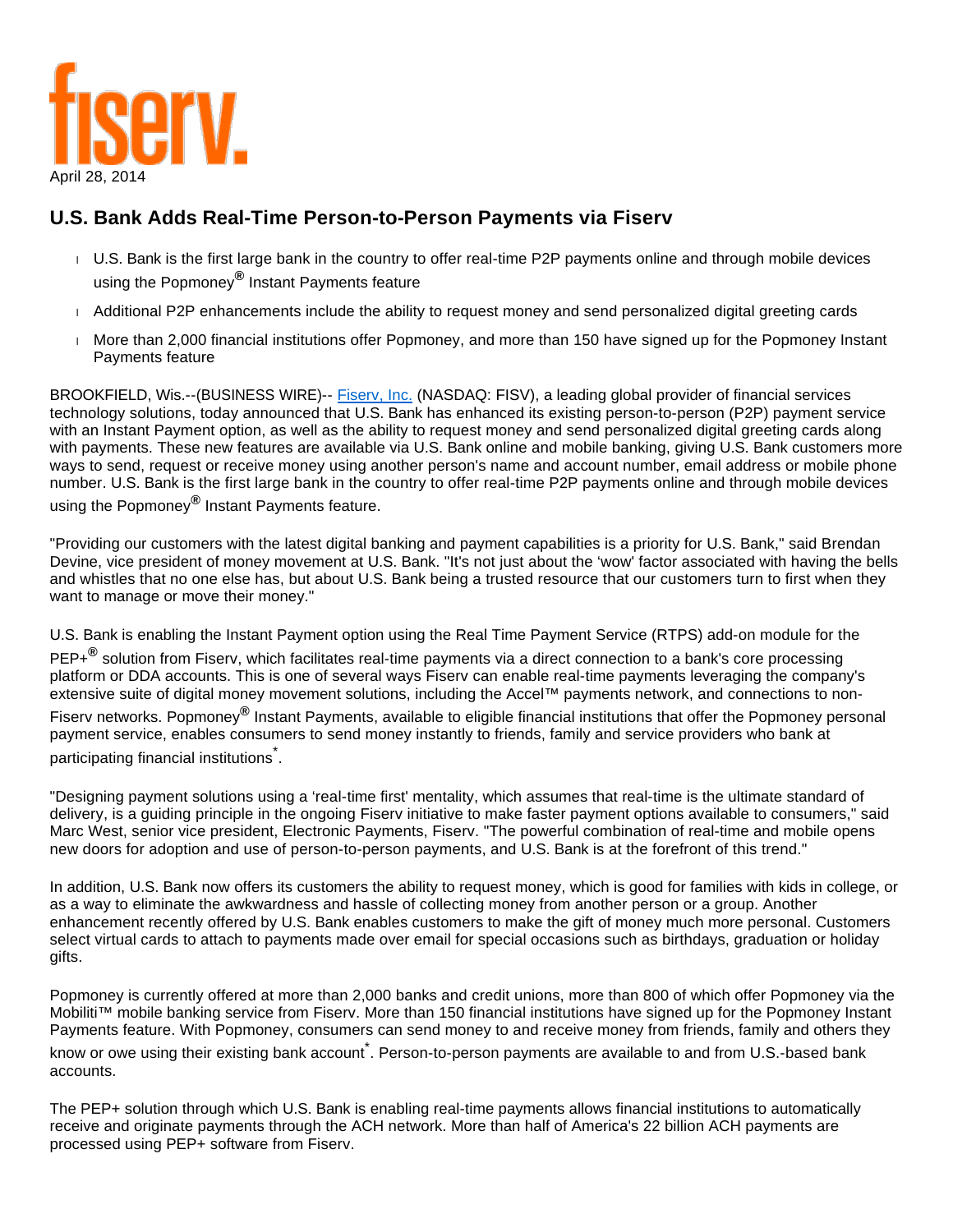fiserv.

April 28, 2014

## U.S. Bank Adds Real-Time Person-to-Person Payments via Fiserv

- U.S. Bank is the first large bank in the country to offer real-time P2P payments online and through mobile devices using the Popmoney® Instant Payments feature
- Additional P2P enhancements include the ability to request money and send personalized digital greeting cards
- More than 2,000 financial institutions offer Popmoney, and more than 150 have signed up for the Popmoney Instant Payments feature

BROOKFIELD, Wis.--(BUSINESS WIRE)-- Fiserv, Inc. (NASDAQ: FISV), a leading global provider of financial services technology solutions, today announced that U.S. Bank has enhanced its existing person-to-person (P2P) payment service with an Instant Payment option, as well as the ability to request money and send personalized digital greeting cards along with payments. These new features are available via U.S. Bank online and mobile banking, giving U.S. Bank customers more ways to send, request or receive money using another person's name and account number, email address or mobile phone number. U.S. Bank is the first large bank in the country to offer real-time P2P payments online and through mobile devices using the Popmoney® Instant Payments feature.

"Providing our customers with the latest digital banking and payment capabilities is a priority for U.S. Bank," said Brendan Devine, vice president of money movement at U.S. Bank. "It's not just about the 'wow' factor associated with having the bells and whistles that no one else has, but about U.S. Bank being a trusted resource that our customers turn to first when they want to manage or move their money."

U.S. Bank is enabling the Instant Payment option using the Real Time Payment Service (RTPS) add-on module for the PEP+® solution from Fiserv, which facilitates real-time payments via a direct connection to a bank's core processing platform or DDA accounts. This is one of several ways Fiserv can enable real-time payments leveraging the company's extensive suite of digital money movement solutions, including the Accel™ payments network, and connections to non-Fiserv networks. Popmoney® Instant Payments, available to eligible financial institutions that offer the Popmoney personal payment service, enables consumers to send money instantly to friends, family and service providers who bank at participating financial institutions*.

"Designing payment solutions using a 'real-time first' mentality, which assumes that real-time is the ultimate standard of delivery, is a guiding principle in the ongoing Fiserv initiative to make faster payment options available to consumers," said Marc West, senior vice president, Electronic Payments, Fiserv. "The powerful combination of real-time and mobile opens new doors for adoption and use of person-to-person payments, and U.S. Bank is at the forefront of this trend."

In addition, U.S. Bank now offers its customers the ability to request money, which is good for families with kids in college, or as a way to eliminate the awkwardness and hassle of collecting money from another person or a group. Another enhancement recently offered by U.S. Bank enables customers to make the gift of money much more personal. Customers select virtual cards to attach to payments made over email for special occasions such as birthdays, graduation or holiday gifts.

Popmoney is currently offered at more than 2,000 banks and credit unions, more than 800 of which offer Popmoney via the Mobiliti™ mobile banking service from Fiserv. More than 150 financial institutions have signed up for the Popmoney Instant Payments feature. With Popmoney, consumers can send money to and receive money from friends, family and others they know or owe using their existing bank account*. Person-to-person payments are available to and from U.S.-based bank accounts.

The PEP+ solution through which U.S. Bank is enabling real-time payments allows financial institutions to automatically receive and originate payments through the ACH network. More than half of America's 22 billion ACH payments are processed using PEP+ software from Fiserv.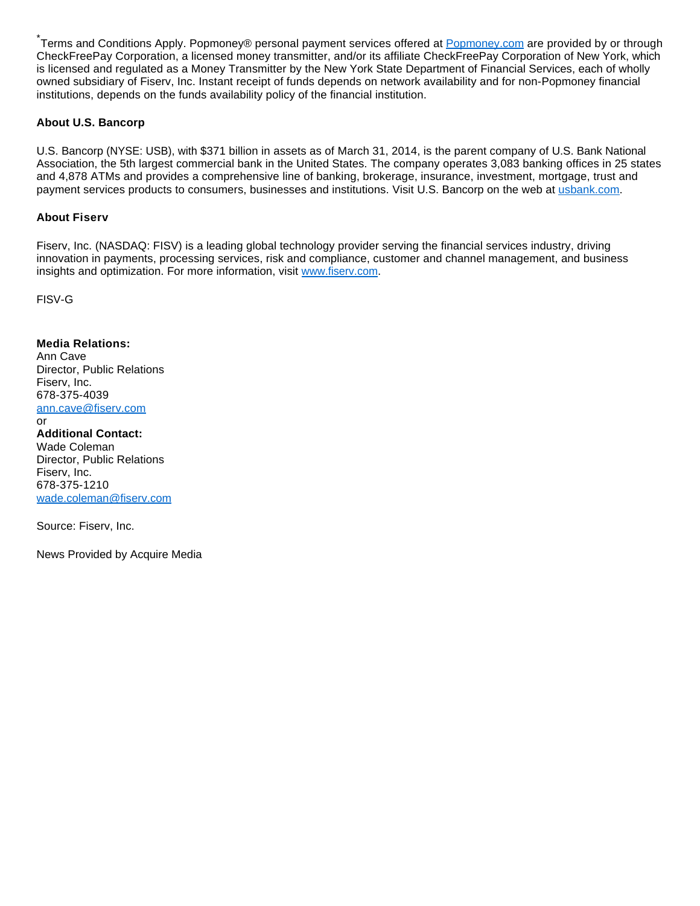*Terms and Conditions Apply. Popmoney® personal payment services offered at Popmoney.com are provided by or through CheckFreePay Corporation, a licensed money transmitter, and/or its affiliate CheckFreePay Corporation of New York, which is licensed and regulated as a Money Transmitter by the New York State Department of Financial Services, each of wholly owned subsidiary of Fiserv, Inc. Instant receipt of funds depends on network availability and for non-Popmoney financial institutions, depends on the funds availability policy of the financial institution.

**About U.S. Bancorp**

U.S. Bancorp (NYSE: USB), with $371 billion in assets as of March 31, 2014, is the parent company of U.S. Bank National Association, the 5th largest commercial bank in the United States. The company operates 3,083 banking offices in 25 states and 4,878 ATMs and provides a comprehensive line of banking, brokerage, insurance, investment, mortgage, trust and payment services products to consumers, businesses and institutions. Visit U.S. Bancorp on the web at usbank.com.

**About Fiserv**

Fiserv, Inc. (NASDAQ: FISV) is a leading global technology provider serving the financial services industry, driving innovation in payments, processing services, risk and compliance, customer and channel management, and business insights and optimization. For more information, visit www.fiserv.com.

FISV-G

**Media Relations:**
Ann Cave
Director, Public Relations
Fiserv, Inc.
678-375-4039
ann.cave@fiserv.com
or
**Additional Contact:**
Wade Coleman
Director, Public Relations
Fiserv, Inc.
678-375-1210
wade.coleman@fiserv.com

Source: Fiserv, Inc.

News Provided by Acquire Media